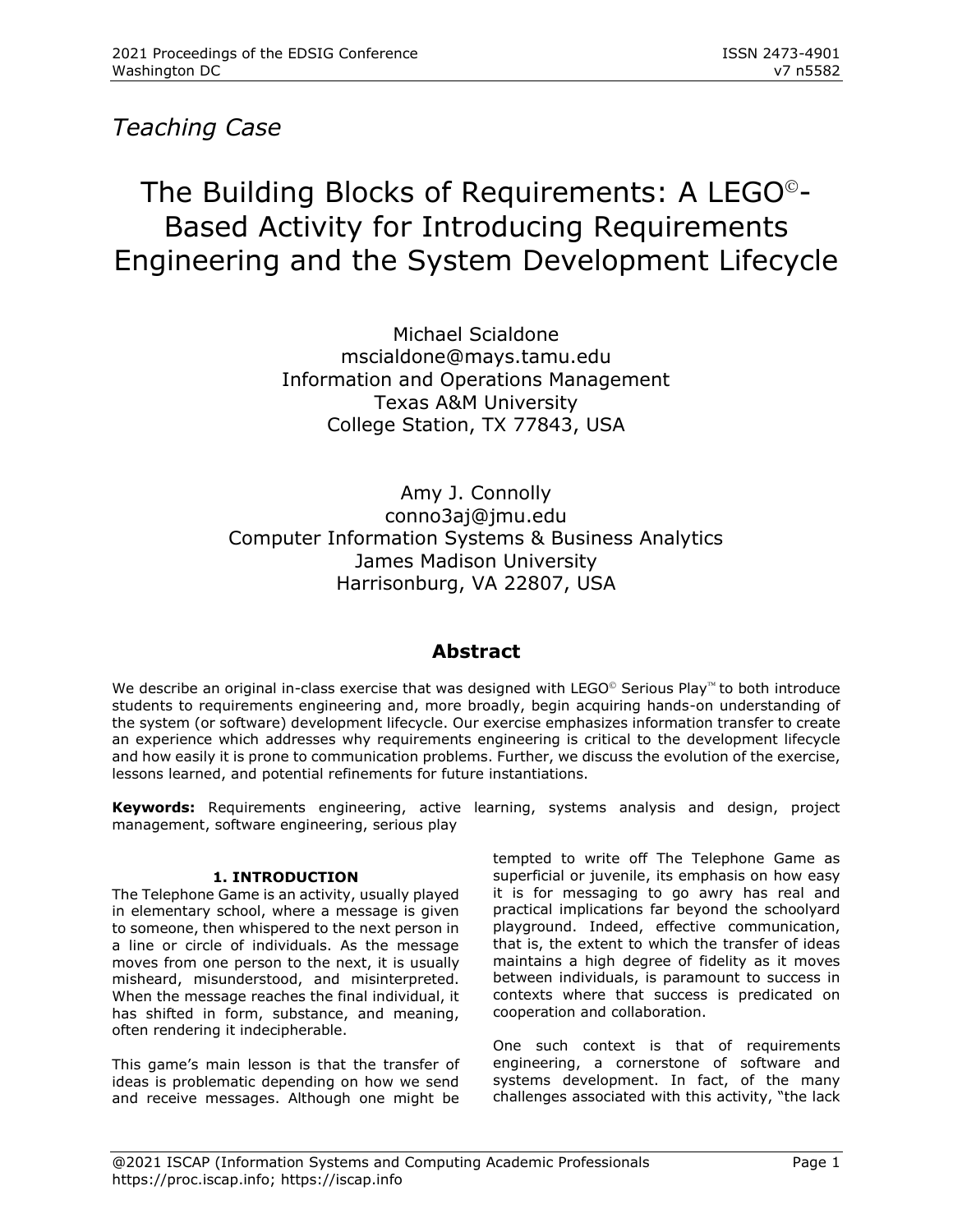*Teaching Case*

# The Building Blocks of Requirements: A LEGO©-Based Activity for Introducing Requirements Engineering and the System Development Lifecycle

Michael Scialdone
mscialdone@mays.tamu.edu
Information and Operations Management
Texas A&M University
College Station, TX 77843, USA

Amy J. Connolly
conno3aj@jmu.edu
Computer Information Systems & Business Analytics
James Madison University
Harrisonburg, VA 22807, USA

## Abstract

We describe an original in-class exercise that was designed with LEGO© Serious Play™ to both introduce students to requirements engineering and, more broadly, begin acquiring hands-on understanding of the system (or software) development lifecycle. Our exercise emphasizes information transfer to create an experience which addresses why requirements engineering is critical to the development lifecycle and how easily it is prone to communication problems. Further, we discuss the evolution of the exercise, lessons learned, and potential refinements for future instantiations.

**Keywords:** Requirements engineering, active learning, systems analysis and design, project management, software engineering, serious play

### 1. INTRODUCTION

The Telephone Game is an activity, usually played in elementary school, where a message is given to someone, then whispered to the next person in a line or circle of individuals. As the message moves from one person to the next, it is usually misheard, misunderstood, and misinterpreted. When the message reaches the final individual, it has shifted in form, substance, and meaning, often rendering it indecipherable.

This game's main lesson is that the transfer of ideas is problematic depending on how we send and receive messages. Although one might be tempted to write off The Telephone Game as superficial or juvenile, its emphasis on how easy it is for messaging to go awry has real and practical implications far beyond the schoolyard playground. Indeed, effective communication, that is, the extent to which the transfer of ideas maintains a high degree of fidelity as it moves between individuals, is paramount to success in contexts where that success is predicated on cooperation and collaboration.

One such context is that of requirements engineering, a cornerstone of software and systems development. In fact, of the many challenges associated with this activity, "the lack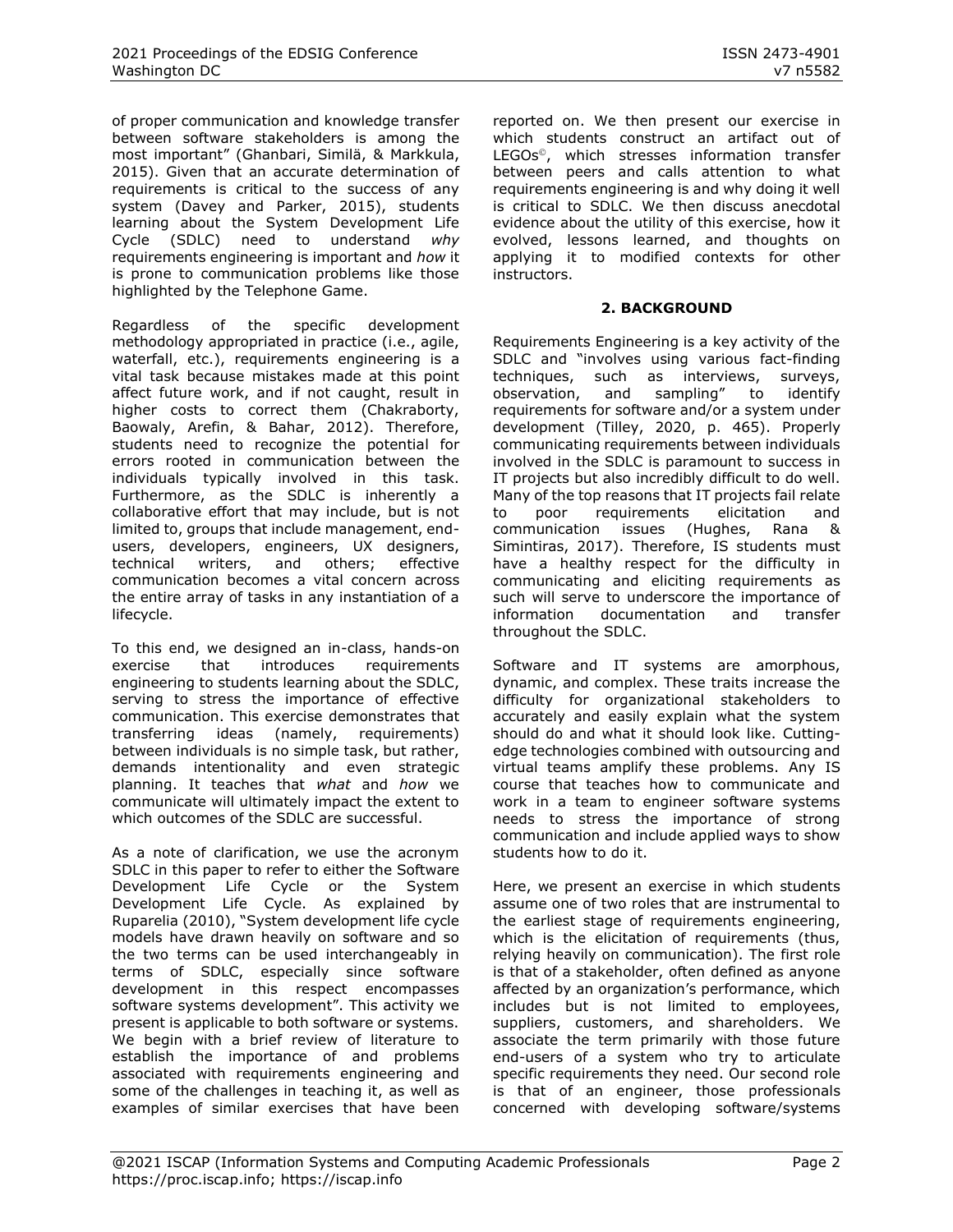of proper communication and knowledge transfer between software stakeholders is among the most important" (Ghanbari, Similä, & Markkula, 2015). Given that an accurate determination of requirements is critical to the success of any system (Davey and Parker, 2015), students learning about the System Development Life Cycle (SDLC) need to understand *why* requirements engineering is important and *how* it is prone to communication problems like those highlighted by the Telephone Game.

Regardless of the specific development methodology appropriated in practice (i.e., agile, waterfall, etc.), requirements engineering is a vital task because mistakes made at this point affect future work, and if not caught, result in higher costs to correct them (Chakraborty, Baowaly, Arefin, & Bahar, 2012). Therefore, students need to recognize the potential for errors rooted in communication between the individuals typically involved in this task. Furthermore, as the SDLC is inherently a collaborative effort that may include, but is not limited to, groups that include management, end-users, developers, engineers, UX designers, technical writers, and others; effective communication becomes a vital concern across the entire array of tasks in any instantiation of a lifecycle.

To this end, we designed an in-class, hands-on exercise that introduces requirements engineering to students learning about the SDLC, serving to stress the importance of effective communication. This exercise demonstrates that transferring ideas (namely, requirements) between individuals is no simple task, but rather, demands intentionality and even strategic planning. It teaches that *what* and *how* we communicate will ultimately impact the extent to which outcomes of the SDLC are successful.

As a note of clarification, we use the acronym SDLC in this paper to refer to either the Software Development Life Cycle or the System Development Life Cycle. As explained by Ruparelia (2010), "System development life cycle models have drawn heavily on software and so the two terms can be used interchangeably in terms of SDLC, especially since software development in this respect encompasses software systems development". This activity we present is applicable to both software or systems. We begin with a brief review of literature to establish the importance of and problems associated with requirements engineering and some of the challenges in teaching it, as well as examples of similar exercises that have been reported on. We then present our exercise in which students construct an artifact out of LEGOs©, which stresses information transfer between peers and calls attention to what requirements engineering is and why doing it well is critical to SDLC. We then discuss anecdotal evidence about the utility of this exercise, how it evolved, lessons learned, and thoughts on applying it to modified contexts for other instructors.

## 2. BACKGROUND

Requirements Engineering is a key activity of the SDLC and "involves using various fact-finding techniques, such as interviews, surveys, observation, and sampling" to identify requirements for software and/or a system under development (Tilley, 2020, p. 465). Properly communicating requirements between individuals involved in the SDLC is paramount to success in IT projects but also incredibly difficult to do well. Many of the top reasons that IT projects fail relate to poor requirements elicitation and communication issues (Hughes, Rana & Simintiras, 2017). Therefore, IS students must have a healthy respect for the difficulty in communicating and eliciting requirements as such will serve to underscore the importance of information documentation and transfer throughout the SDLC.

Software and IT systems are amorphous, dynamic, and complex. These traits increase the difficulty for organizational stakeholders to accurately and easily explain what the system should do and what it should look like. Cutting-edge technologies combined with outsourcing and virtual teams amplify these problems. Any IS course that teaches how to communicate and work in a team to engineer software systems needs to stress the importance of strong communication and include applied ways to show students how to do it.

Here, we present an exercise in which students assume one of two roles that are instrumental to the earliest stage of requirements engineering, which is the elicitation of requirements (thus, relying heavily on communication). The first role is that of a stakeholder, often defined as anyone affected by an organization's performance, which includes but is not limited to employees, suppliers, customers, and shareholders. We associate the term primarily with those future end-users of a system who try to articulate specific requirements they need. Our second role is that of an engineer, those professionals concerned with developing software/systems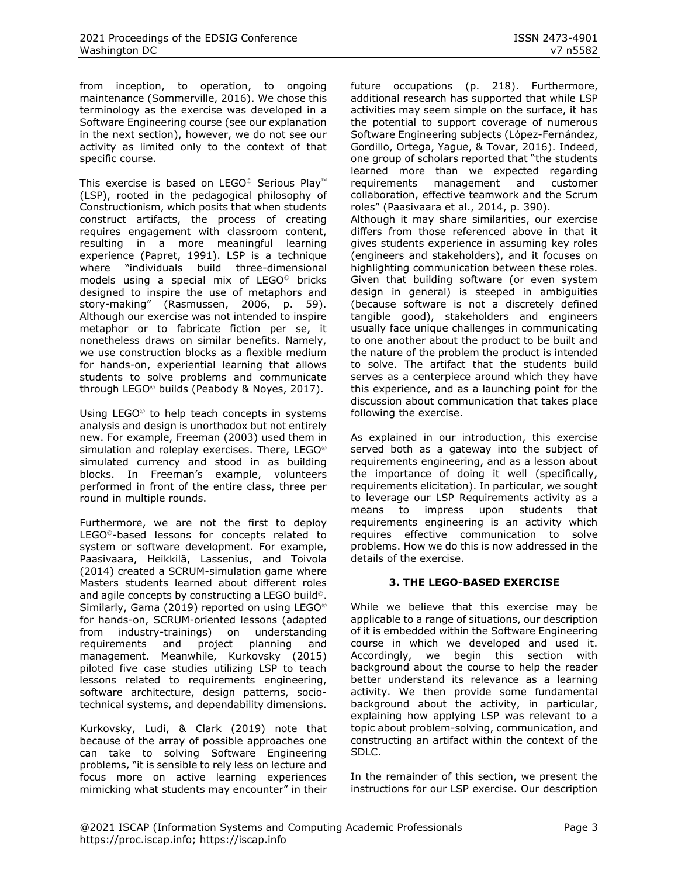from inception, to operation, to ongoing maintenance (Sommerville, 2016). We chose this terminology as the exercise was developed in a Software Engineering course (see our explanation in the next section), however, we do not see our activity as limited only to the context of that specific course.

This exercise is based on LEGO© Serious Play™ (LSP), rooted in the pedagogical philosophy of Constructionism, which posits that when students construct artifacts, the process of creating requires engagement with classroom content, resulting in a more meaningful learning experience (Papret, 1991). LSP is a technique where "individuals build three-dimensional models using a special mix of LEGO© bricks designed to inspire the use of metaphors and story-making" (Rasmussen, 2006, p. 59). Although our exercise was not intended to inspire metaphor or to fabricate fiction per se, it nonetheless draws on similar benefits. Namely, we use construction blocks as a flexible medium for hands-on, experiential learning that allows students to solve problems and communicate through LEGO© builds (Peabody & Noyes, 2017).

Using LEGO© to help teach concepts in systems analysis and design is unorthodox but not entirely new. For example, Freeman (2003) used them in simulation and roleplay exercises. There, LEGO© simulated currency and stood in as building blocks. In Freeman's example, volunteers performed in front of the entire class, three per round in multiple rounds.

Furthermore, we are not the first to deploy LEGO©-based lessons for concepts related to system or software development. For example, Paasivaara, Heikkilä, Lassenius, and Toivola (2014) created a SCRUM-simulation game where Masters students learned about different roles and agile concepts by constructing a LEGO build©. Similarly, Gama (2019) reported on using LEGO© for hands-on, SCRUM-oriented lessons (adapted from industry-trainings) on understanding requirements and project planning and management. Meanwhile, Kurkovsky (2015) piloted five case studies utilizing LSP to teach lessons related to requirements engineering, software architecture, design patterns, socio-technical systems, and dependability dimensions.

Kurkovsky, Ludi, & Clark (2019) note that because of the array of possible approaches one can take to solving Software Engineering problems, "it is sensible to rely less on lecture and focus more on active learning experiences mimicking what students may encounter" in their future occupations (p. 218). Furthermore, additional research has supported that while LSP activities may seem simple on the surface, it has the potential to support coverage of numerous Software Engineering subjects (López-Fernández, Gordillo, Ortega, Yague, & Tovar, 2016). Indeed, one group of scholars reported that "the students learned more than we expected regarding requirements management and customer collaboration, effective teamwork and the Scrum roles" (Paasivaara et al., 2014, p. 390).

Although it may share similarities, our exercise differs from those referenced above in that it gives students experience in assuming key roles (engineers and stakeholders), and it focuses on highlighting communication between these roles. Given that building software (or even system design in general) is steeped in ambiguities (because software is not a discretely defined tangible good), stakeholders and engineers usually face unique challenges in communicating to one another about the product to be built and the nature of the problem the product is intended to solve. The artifact that the students build serves as a centerpiece around which they have this experience, and as a launching point for the discussion about communication that takes place following the exercise.

As explained in our introduction, this exercise served both as a gateway into the subject of requirements engineering, and as a lesson about the importance of doing it well (specifically, requirements elicitation). In particular, we sought to leverage our LSP Requirements activity as a means to impress upon students that requirements engineering is an activity which requires effective communication to solve problems. How we do this is now addressed in the details of the exercise.

## 3. THE LEGO-BASED EXERCISE

While we believe that this exercise may be applicable to a range of situations, our description of it is embedded within the Software Engineering course in which we developed and used it. Accordingly, we begin this section with background about the course to help the reader better understand its relevance as a learning activity. We then provide some fundamental background about the activity, in particular, explaining how applying LSP was relevant to a topic about problem-solving, communication, and constructing an artifact within the context of the SDLC.

In the remainder of this section, we present the instructions for our LSP exercise. Our description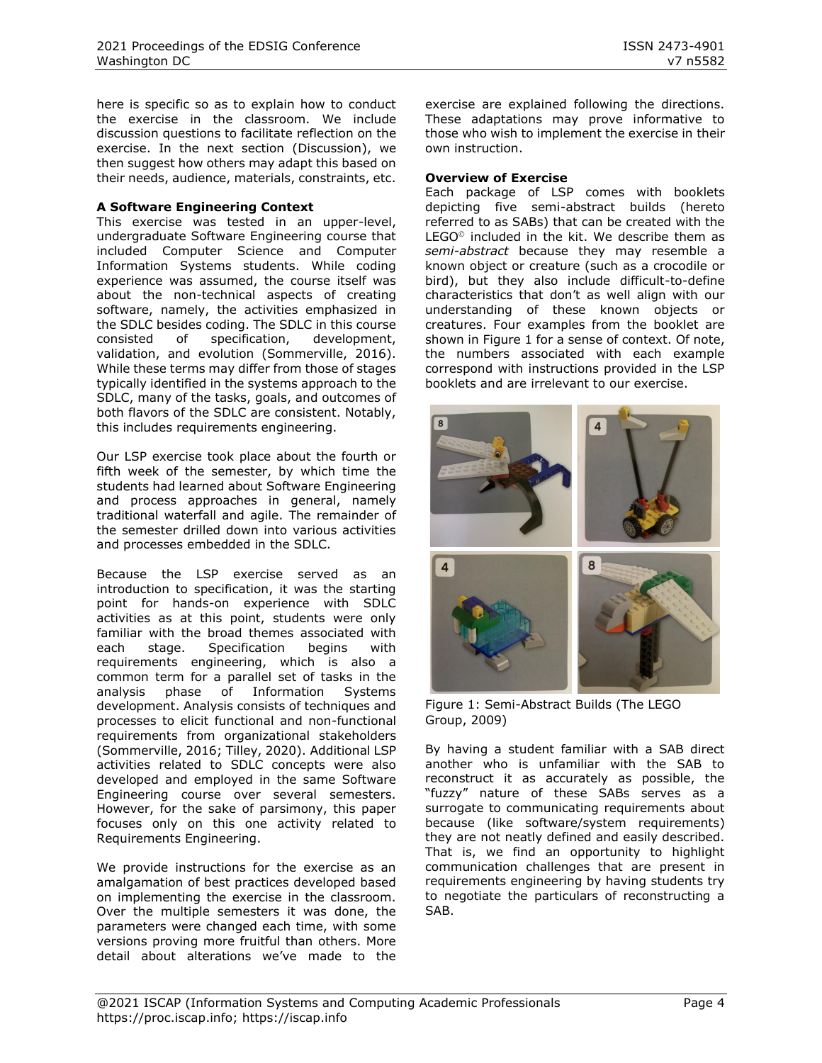here is specific so as to explain how to conduct the exercise in the classroom. We include discussion questions to facilitate reflection on the exercise. In the next section (Discussion), we then suggest how others may adapt this based on their needs, audience, materials, constraints, etc.

**A Software Engineering Context**

This exercise was tested in an upper-level, undergraduate Software Engineering course that included Computer Science and Computer Information Systems students. While coding experience was assumed, the course itself was about the non-technical aspects of creating software, namely, the activities emphasized in the SDLC besides coding. The SDLC in this course consisted of specification, development, validation, and evolution (Sommerville, 2016). While these terms may differ from those of stages typically identified in the systems approach to the SDLC, many of the tasks, goals, and outcomes of both flavors of the SDLC are consistent. Notably, this includes requirements engineering.

Our LSP exercise took place about the fourth or fifth week of the semester, by which time the students had learned about Software Engineering and process approaches in general, namely traditional waterfall and agile. The remainder of the semester drilled down into various activities and processes embedded in the SDLC.

Because the LSP exercise served as an introduction to specification, it was the starting point for hands-on experience with SDLC activities as at this point, students were only familiar with the broad themes associated with each stage. Specification begins with requirements engineering, which is also a common term for a parallel set of tasks in the analysis phase of Information Systems development. Analysis consists of techniques and processes to elicit functional and non-functional requirements from organizational stakeholders (Sommerville, 2016; Tilley, 2020). Additional LSP activities related to SDLC concepts were also developed and employed in the same Software Engineering course over several semesters. However, for the sake of parsimony, this paper focuses only on this one activity related to Requirements Engineering.

We provide instructions for the exercise as an amalgamation of best practices developed based on implementing the exercise in the classroom. Over the multiple semesters it was done, the parameters were changed each time, with some versions proving more fruitful than others. More detail about alterations we've made to the exercise are explained following the directions. These adaptations may prove informative to those who wish to implement the exercise in their own instruction.

**Overview of Exercise**

Each package of LSP comes with booklets depicting five semi-abstract builds (hereto referred to as SABs) that can be created with the LEGO© included in the kit. We describe them as *semi-abstract* because they may resemble a known object or creature (such as a crocodile or bird), but they also include difficult-to-define characteristics that don't as well align with our understanding of these known objects or creatures. Four examples from the booklet are shown in Figure 1 for a sense of context. Of note, the numbers associated with each example correspond with instructions provided in the LSP booklets and are irrelevant to our exercise.

Figure 1: Semi-Abstract Builds (The LEGO Group, 2009)

By having a student familiar with a SAB direct another who is unfamiliar with the SAB to reconstruct it as accurately as possible, the "fuzzy" nature of these SABs serves as a surrogate to communicating requirements about because (like software/system requirements) they are not neatly defined and easily described. That is, we find an opportunity to highlight communication challenges that are present in requirements engineering by having students try to negotiate the particulars of reconstructing a SAB.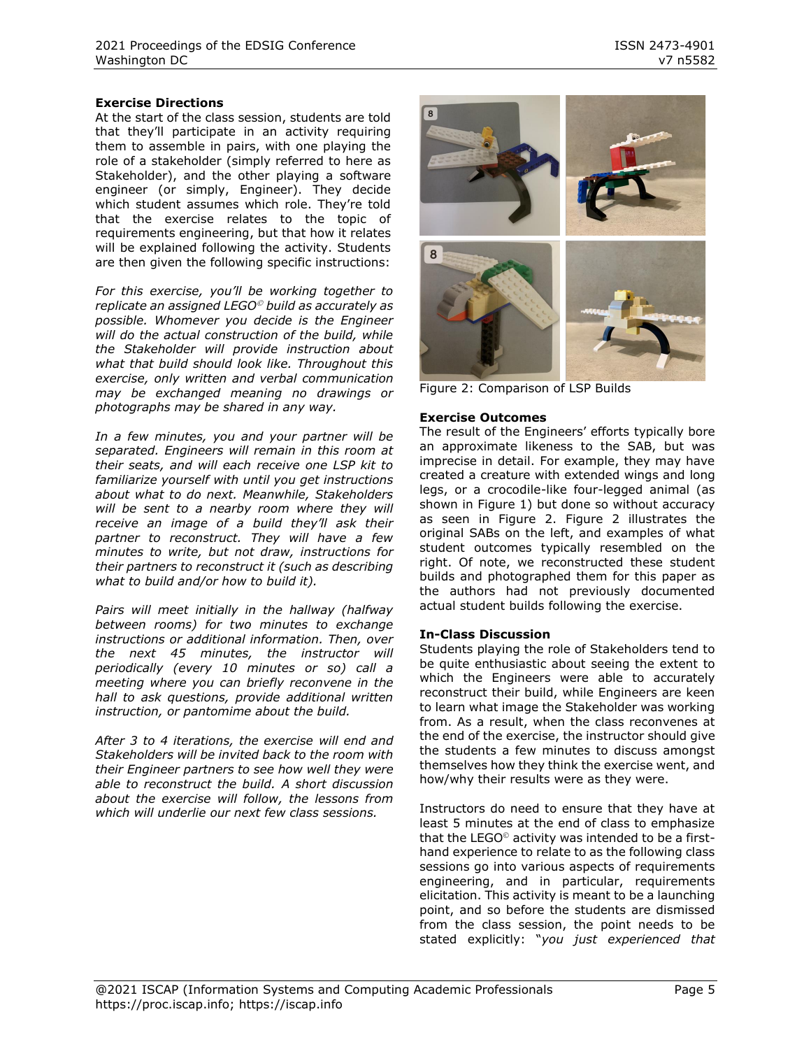**Exercise Directions**

At the start of the class session, students are told that they'll participate in an activity requiring them to assemble in pairs, with one playing the role of a stakeholder (simply referred to here as Stakeholder), and the other playing a software engineer (or simply, Engineer). They decide which student assumes which role. They're told that the exercise relates to the topic of requirements engineering, but that how it relates will be explained following the activity. Students are then given the following specific instructions:

*For this exercise, you'll be working together to replicate an assigned LEGO© build as accurately as possible. Whomever you decide is the Engineer will do the actual construction of the build, while the Stakeholder will provide instruction about what that build should look like. Throughout this exercise, only written and verbal communication may be exchanged meaning no drawings or photographs may be shared in any way.*

*In a few minutes, you and your partner will be separated. Engineers will remain in this room at their seats, and will each receive one LSP kit to familiarize yourself with until you get instructions about what to do next. Meanwhile, Stakeholders will be sent to a nearby room where they will receive an image of a build they'll ask their partner to reconstruct. They will have a few minutes to write, but not draw, instructions for their partners to reconstruct it (such as describing what to build and/or how to build it).*

*Pairs will meet initially in the hallway (halfway between rooms) for two minutes to exchange instructions or additional information. Then, over the next 45 minutes, the instructor will periodically (every 10 minutes or so) call a meeting where you can briefly reconvene in the hall to ask questions, provide additional written instruction, or pantomime about the build.*

*After 3 to 4 iterations, the exercise will end and Stakeholders will be invited back to the room with their Engineer partners to see how well they were able to reconstruct the build. A short discussion about the exercise will follow, the lessons from which will underlie our next few class sessions.*

Figure 2: Comparison of LSP Builds

**Exercise Outcomes**

The result of the Engineers' efforts typically bore an approximate likeness to the SAB, but was imprecise in detail. For example, they may have created a creature with extended wings and long legs, or a crocodile-like four-legged animal (as shown in Figure 1) but done so without accuracy as seen in Figure 2. Figure 2 illustrates the original SABs on the left, and examples of what student outcomes typically resembled on the right. Of note, we reconstructed these student builds and photographed them for this paper as the authors had not previously documented actual student builds following the exercise.

**In-Class Discussion**

Students playing the role of Stakeholders tend to be quite enthusiastic about seeing the extent to which the Engineers were able to accurately reconstruct their build, while Engineers are keen to learn what image the Stakeholder was working from. As a result, when the class reconvenes at the end of the exercise, the instructor should give the students a few minutes to discuss amongst themselves how they think the exercise went, and how/why their results were as they were.

Instructors do need to ensure that they have at least 5 minutes at the end of class to emphasize that the LEGO© activity was intended to be a first-hand experience to relate to as the following class sessions go into various aspects of requirements engineering, and in particular, requirements elicitation. This activity is meant to be a launching point, and so before the students are dismissed from the class session, the point needs to be stated explicitly: "*you just experienced that*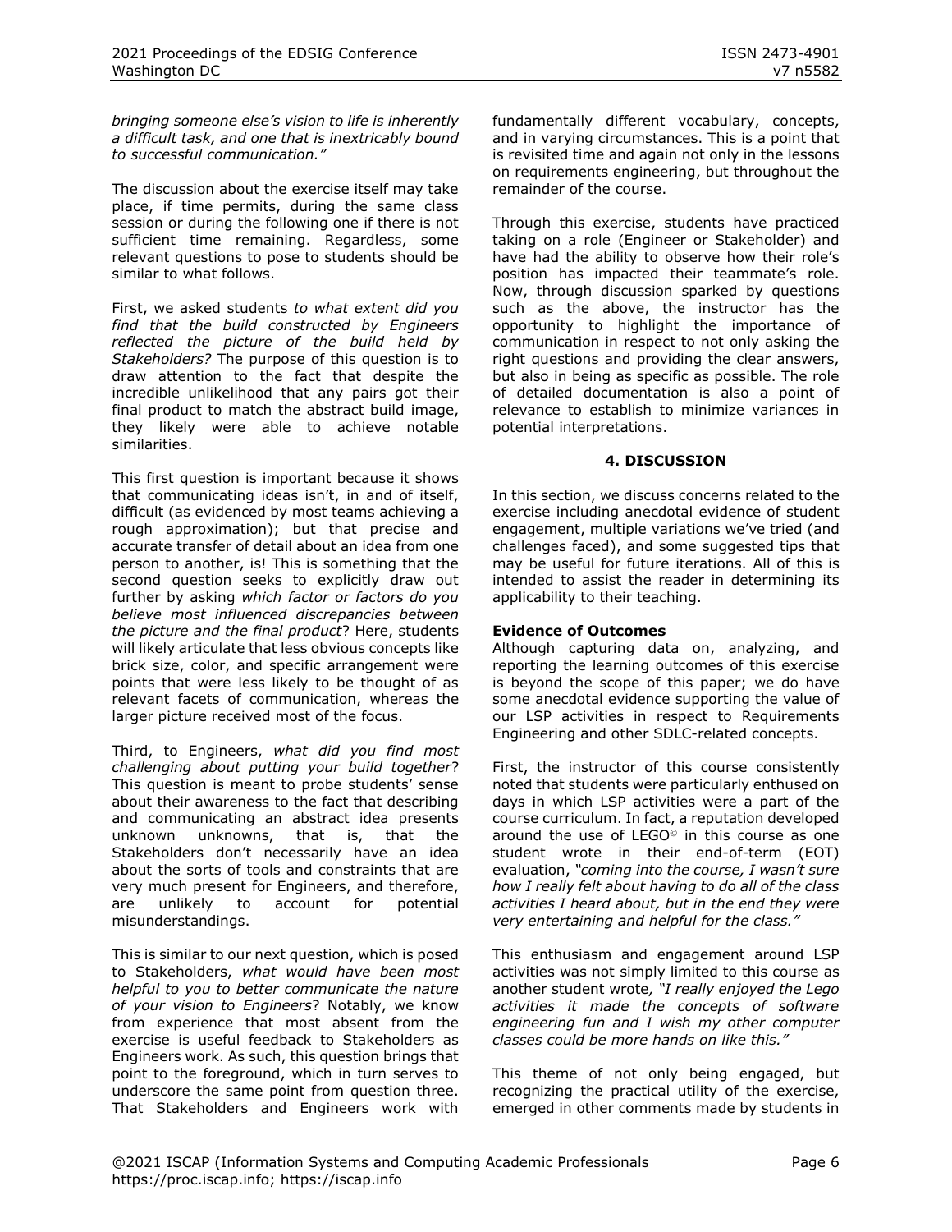*bringing someone else's vision to life is inherently a difficult task, and one that is inextricably bound to successful communication."*

The discussion about the exercise itself may take place, if time permits, during the same class session or during the following one if there is not sufficient time remaining. Regardless, some relevant questions to pose to students should be similar to what follows.

First, we asked students *to what extent did you find that the build constructed by Engineers reflected the picture of the build held by Stakeholders?* The purpose of this question is to draw attention to the fact that despite the incredible unlikelihood that any pairs got their final product to match the abstract build image, they likely were able to achieve notable similarities.

This first question is important because it shows that communicating ideas isn't, in and of itself, difficult (as evidenced by most teams achieving a rough approximation); but that precise and accurate transfer of detail about an idea from one person to another, is! This is something that the second question seeks to explicitly draw out further by asking *which factor or factors do you believe most influenced discrepancies between the picture and the final product*? Here, students will likely articulate that less obvious concepts like brick size, color, and specific arrangement were points that were less likely to be thought of as relevant facets of communication, whereas the larger picture received most of the focus.

Third, to Engineers, *what did you find most challenging about putting your build together*? This question is meant to probe students' sense about their awareness to the fact that describing and communicating an abstract idea presents unknown unknowns, that is, that the Stakeholders don't necessarily have an idea about the sorts of tools and constraints that are very much present for Engineers, and therefore, are unlikely to account for potential misunderstandings.

This is similar to our next question, which is posed to Stakeholders, *what would have been most helpful to you to better communicate the nature of your vision to Engineers*? Notably, we know from experience that most absent from the exercise is useful feedback to Stakeholders as Engineers work. As such, this question brings that point to the foreground, which in turn serves to underscore the same point from question three. That Stakeholders and Engineers work with fundamentally different vocabulary, concepts, and in varying circumstances. This is a point that is revisited time and again not only in the lessons on requirements engineering, but throughout the remainder of the course.

Through this exercise, students have practiced taking on a role (Engineer or Stakeholder) and have had the ability to observe how their role's position has impacted their teammate's role. Now, through discussion sparked by questions such as the above, the instructor has the opportunity to highlight the importance of communication in respect to not only asking the right questions and providing the clear answers, but also in being as specific as possible. The role of detailed documentation is also a point of relevance to establish to minimize variances in potential interpretations.

## 4. DISCUSSION

In this section, we discuss concerns related to the exercise including anecdotal evidence of student engagement, multiple variations we've tried (and challenges faced), and some suggested tips that may be useful for future iterations. All of this is intended to assist the reader in determining its applicability to their teaching.

### Evidence of Outcomes

Although capturing data on, analyzing, and reporting the learning outcomes of this exercise is beyond the scope of this paper; we do have some anecdotal evidence supporting the value of our LSP activities in respect to Requirements Engineering and other SDLC-related concepts.

First, the instructor of this course consistently noted that students were particularly enthused on days in which LSP activities were a part of the course curriculum. In fact, a reputation developed around the use of LEGO© in this course as one student wrote in their end-of-term (EOT) evaluation, *"coming into the course, I wasn't sure how I really felt about having to do all of the class activities I heard about, but in the end they were very entertaining and helpful for the class."*

This enthusiasm and engagement around LSP activities was not simply limited to this course as another student wrote*, "I really enjoyed the Lego activities it made the concepts of software engineering fun and I wish my other computer classes could be more hands on like this."*

This theme of not only being engaged, but recognizing the practical utility of the exercise, emerged in other comments made by students in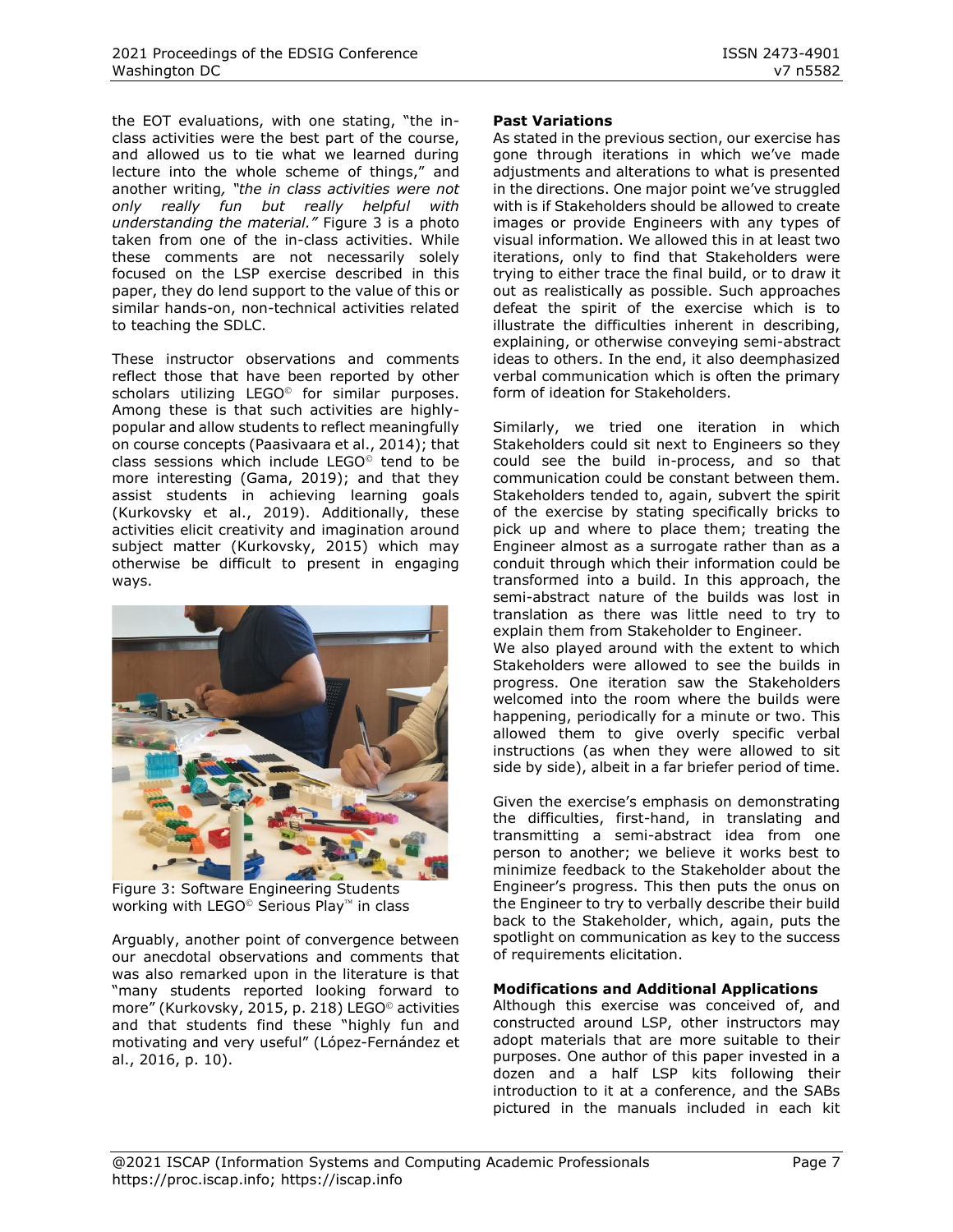the EOT evaluations, with one stating, "the in-class activities were the best part of the course, and allowed us to tie what we learned during lecture into the whole scheme of things," and another writing, *"the in class activities were not only really fun but really helpful with understanding the material."* Figure 3 is a photo taken from one of the in-class activities. While these comments are not necessarily solely focused on the LSP exercise described in this paper, they do lend support to the value of this or similar hands-on, non-technical activities related to teaching the SDLC.

These instructor observations and comments reflect those that have been reported by other scholars utilizing LEGO© for similar purposes. Among these is that such activities are highly-popular and allow students to reflect meaningfully on course concepts (Paasivaara et al., 2014); that class sessions which include LEGO© tend to be more interesting (Gama, 2019); and that they assist students in achieving learning goals (Kurkovsky et al., 2019). Additionally, these activities elicit creativity and imagination around subject matter (Kurkovsky, 2015) which may otherwise be difficult to present in engaging ways.

Figure 3: Software Engineering Students working with LEGO© Serious Play™ in class

Arguably, another point of convergence between our anecdotal observations and comments that was also remarked upon in the literature is that "many students reported looking forward to more" (Kurkovsky, 2015, p. 218) LEGO© activities and that students find these "highly fun and motivating and very useful" (López-Fernández et al., 2016, p. 10).

**Past Variations**

As stated in the previous section, our exercise has gone through iterations in which we've made adjustments and alterations to what is presented in the directions. One major point we've struggled with is if Stakeholders should be allowed to create images or provide Engineers with any types of visual information. We allowed this in at least two iterations, only to find that Stakeholders were trying to either trace the final build, or to draw it out as realistically as possible. Such approaches defeat the spirit of the exercise which is to illustrate the difficulties inherent in describing, explaining, or otherwise conveying semi-abstract ideas to others. In the end, it also deemphasized verbal communication which is often the primary form of ideation for Stakeholders.

Similarly, we tried one iteration in which Stakeholders could sit next to Engineers so they could see the build in-process, and so that communication could be constant between them. Stakeholders tended to, again, subvert the spirit of the exercise by stating specifically bricks to pick up and where to place them; treating the Engineer almost as a surrogate rather than as a conduit through which their information could be transformed into a build. In this approach, the semi-abstract nature of the builds was lost in translation as there was little need to try to explain them from Stakeholder to Engineer.
We also played around with the extent to which Stakeholders were allowed to see the builds in progress. One iteration saw the Stakeholders welcomed into the room where the builds were happening, periodically for a minute or two. This allowed them to give overly specific verbal instructions (as when they were allowed to sit side by side), albeit in a far briefer period of time.

Given the exercise's emphasis on demonstrating the difficulties, first-hand, in translating and transmitting a semi-abstract idea from one person to another; we believe it works best to minimize feedback to the Stakeholder about the Engineer's progress. This then puts the onus on the Engineer to try to verbally describe their build back to the Stakeholder, which, again, puts the spotlight on communication as key to the success of requirements elicitation.

**Modifications and Additional Applications**

Although this exercise was conceived of, and constructed around LSP, other instructors may adopt materials that are more suitable to their purposes. One author of this paper invested in a dozen and a half LSP kits following their introduction to it at a conference, and the SABs pictured in the manuals included in each kit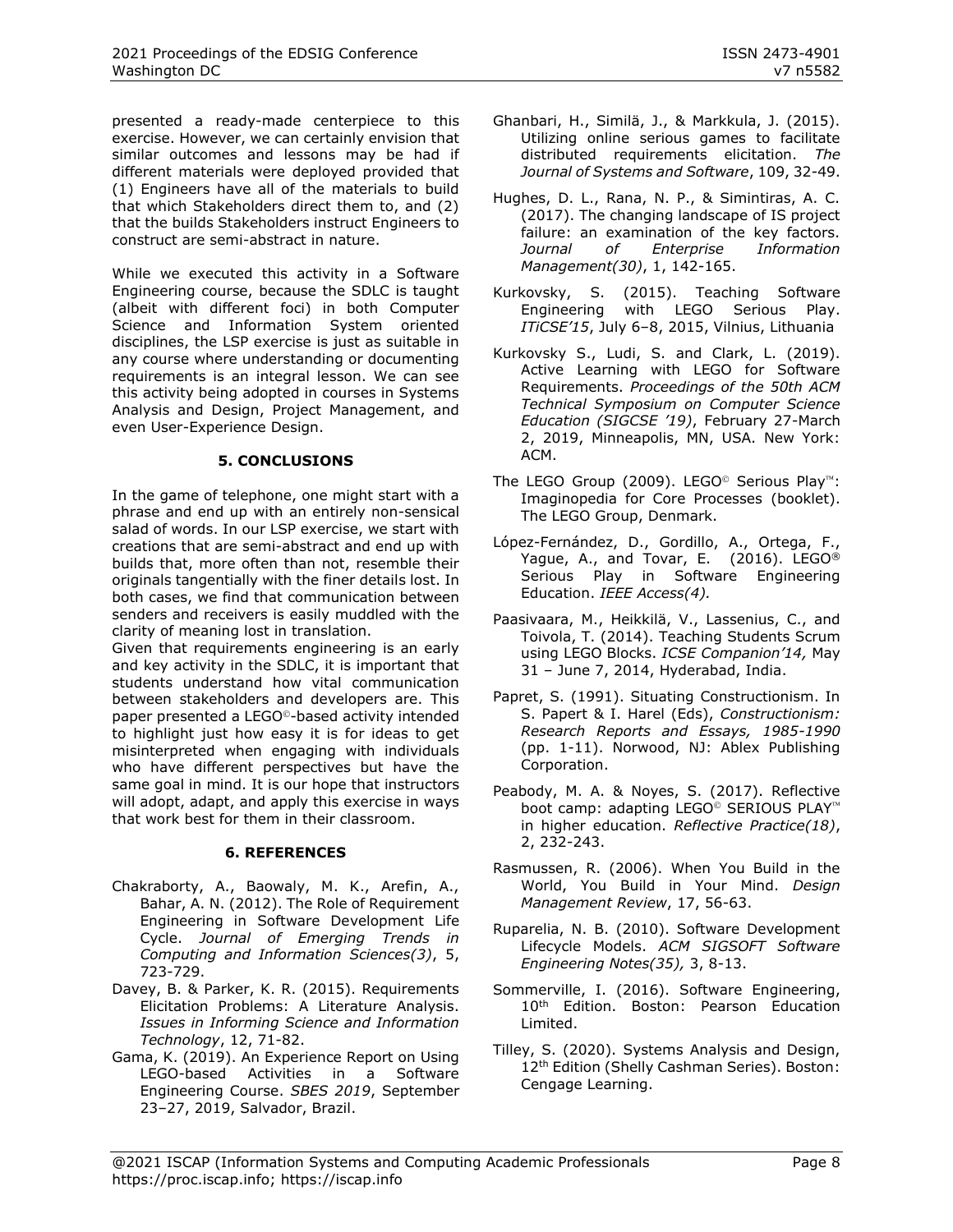presented a ready-made centerpiece to this exercise. However, we can certainly envision that similar outcomes and lessons may be had if different materials were deployed provided that (1) Engineers have all of the materials to build that which Stakeholders direct them to, and (2) that the builds Stakeholders instruct Engineers to construct are semi-abstract in nature.

While we executed this activity in a Software Engineering course, because the SDLC is taught (albeit with different foci) in both Computer Science and Information System oriented disciplines, the LSP exercise is just as suitable in any course where understanding or documenting requirements is an integral lesson. We can see this activity being adopted in courses in Systems Analysis and Design, Project Management, and even User-Experience Design.

## 5. CONCLUSIONS

In the game of telephone, one might start with a phrase and end up with an entirely non-sensical salad of words. In our LSP exercise, we start with creations that are semi-abstract and end up with builds that, more often than not, resemble their originals tangentially with the finer details lost. In both cases, we find that communication between senders and receivers is easily muddled with the clarity of meaning lost in translation.

Given that requirements engineering is an early and key activity in the SDLC, it is important that students understand how vital communication between stakeholders and developers are. This paper presented a LEGO©-based activity intended to highlight just how easy it is for ideas to get misinterpreted when engaging with individuals who have different perspectives but have the same goal in mind. It is our hope that instructors will adopt, adapt, and apply this exercise in ways that work best for them in their classroom.

## 6. REFERENCES

Chakraborty, A., Baowaly, M. K., Arefin, A., Bahar, A. N. (2012). The Role of Requirement Engineering in Software Development Life Cycle. *Journal of Emerging Trends in Computing and Information Sciences(3)*, 5, 723-729.

Davey, B. & Parker, K. R. (2015). Requirements Elicitation Problems: A Literature Analysis. *Issues in Informing Science and Information Technology*, 12, 71-82.

Gama, K. (2019). An Experience Report on Using LEGO-based Activities in a Software Engineering Course. *SBES 2019*, September 23–27, 2019, Salvador, Brazil.

Ghanbari, H., Similä, J., & Markkula, J. (2015). Utilizing online serious games to facilitate distributed requirements elicitation. *The Journal of Systems and Software*, 109, 32-49.

Hughes, D. L., Rana, N. P., & Simintiras, A. C. (2017). The changing landscape of IS project failure: an examination of the key factors. *Journal of Enterprise Information Management(30)*, 1, 142-165.

Kurkovsky, S. (2015). Teaching Software Engineering with LEGO Serious Play. *ITiCSE'15*, July 6–8, 2015, Vilnius, Lithuania

Kurkovsky S., Ludi, S. and Clark, L. (2019). Active Learning with LEGO for Software Requirements. *Proceedings of the 50th ACM Technical Symposium on Computer Science Education (SIGCSE '19)*, February 27-March 2, 2019, Minneapolis, MN, USA. New York: ACM.

The LEGO Group (2009). LEGO© Serious Play™: Imaginopedia for Core Processes (booklet). The LEGO Group, Denmark.

López-Fernández, D., Gordillo, A., Ortega, F., Yague, A., and Tovar, E. (2016). LEGO® Serious Play in Software Engineering Education. *IEEE Access(4).*

Paasivaara, M., Heikkilä, V., Lassenius, C., and Toivola, T. (2014). Teaching Students Scrum using LEGO Blocks. *ICSE Companion'14,* May 31 – June 7, 2014, Hyderabad, India.

Papret, S. (1991). Situating Constructionism. In S. Papert & I. Harel (Eds), *Constructionism: Research Reports and Essays, 1985-1990* (pp. 1-11). Norwood, NJ: Ablex Publishing Corporation.

Peabody, M. A. & Noyes, S. (2017). Reflective boot camp: adapting LEGO© SERIOUS PLAY™ in higher education. *Reflective Practice(18)*, 2, 232-243.

Rasmussen, R. (2006). When You Build in the World, You Build in Your Mind. *Design Management Review*, 17, 56-63.

Ruparelia, N. B. (2010). Software Development Lifecycle Models. *ACM SIGSOFT Software Engineering Notes(35),* 3, 8-13.

Sommerville, I. (2016). Software Engineering, 10th Edition. Boston: Pearson Education Limited.

Tilley, S. (2020). Systems Analysis and Design, 12th Edition (Shelly Cashman Series). Boston: Cengage Learning.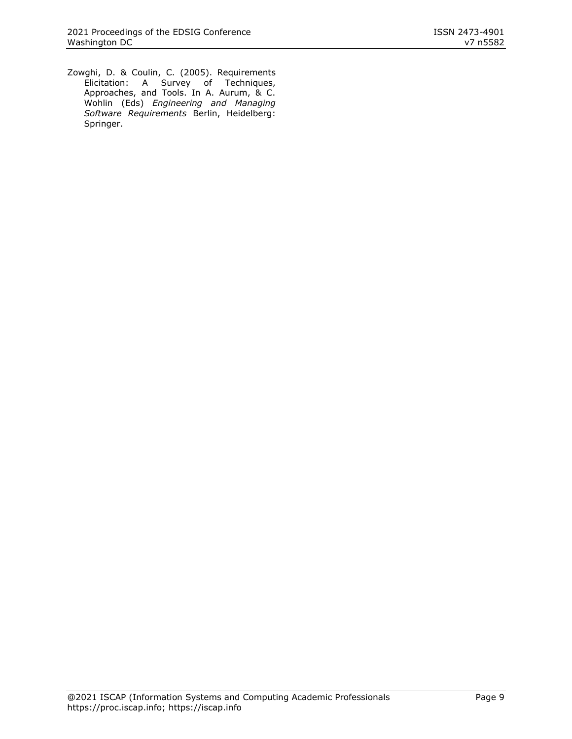Zowghi, D. & Coulin, C. (2005). Requirements Elicitation: A Survey of Techniques, Approaches, and Tools. In A. Aurum, & C. Wohlin (Eds) *Engineering and Managing Software Requirements* Berlin, Heidelberg: Springer.